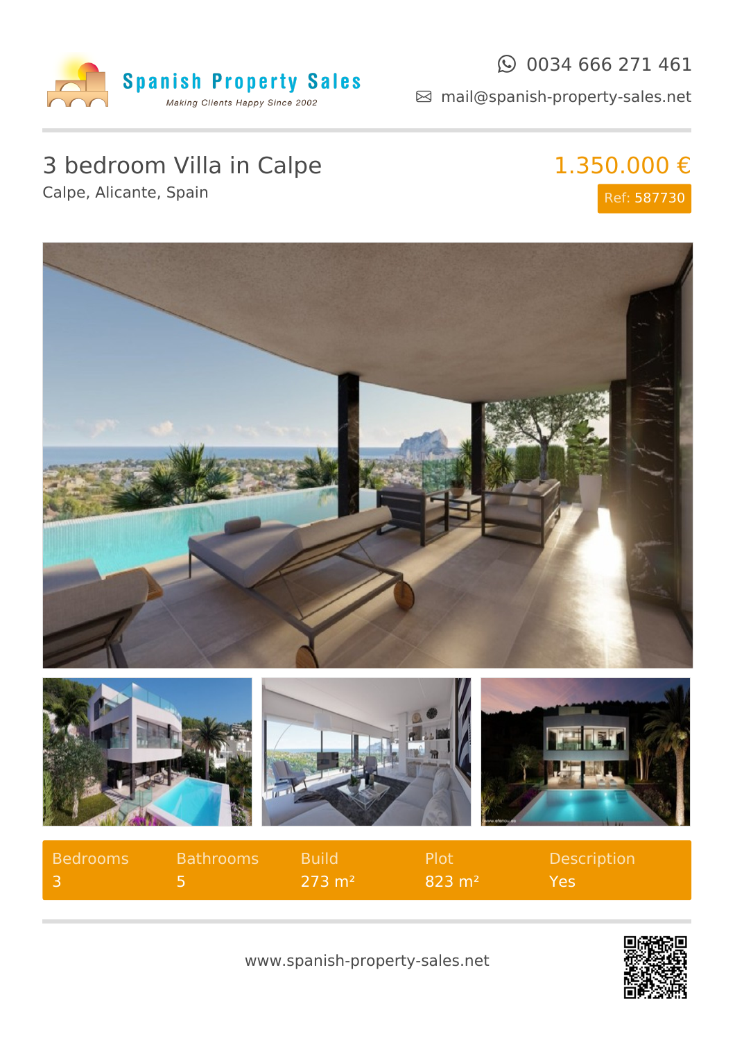Spanish Property Sales

Making Clients Happy Since 2002

0034 666 271 461

mail@spanish-property-sales.net

# 3 bedroom Villa in Calpe

Calpe, Alicante, Spain

1.350.000 €

Ref: 587730

| Bedrooms | Bathrooms | Build | Plot | Description |
| --- | --- | --- | --- | --- |
| 3 | 5 | 273 m² | 823 m² | Yes |

www.spanish-property-sales.net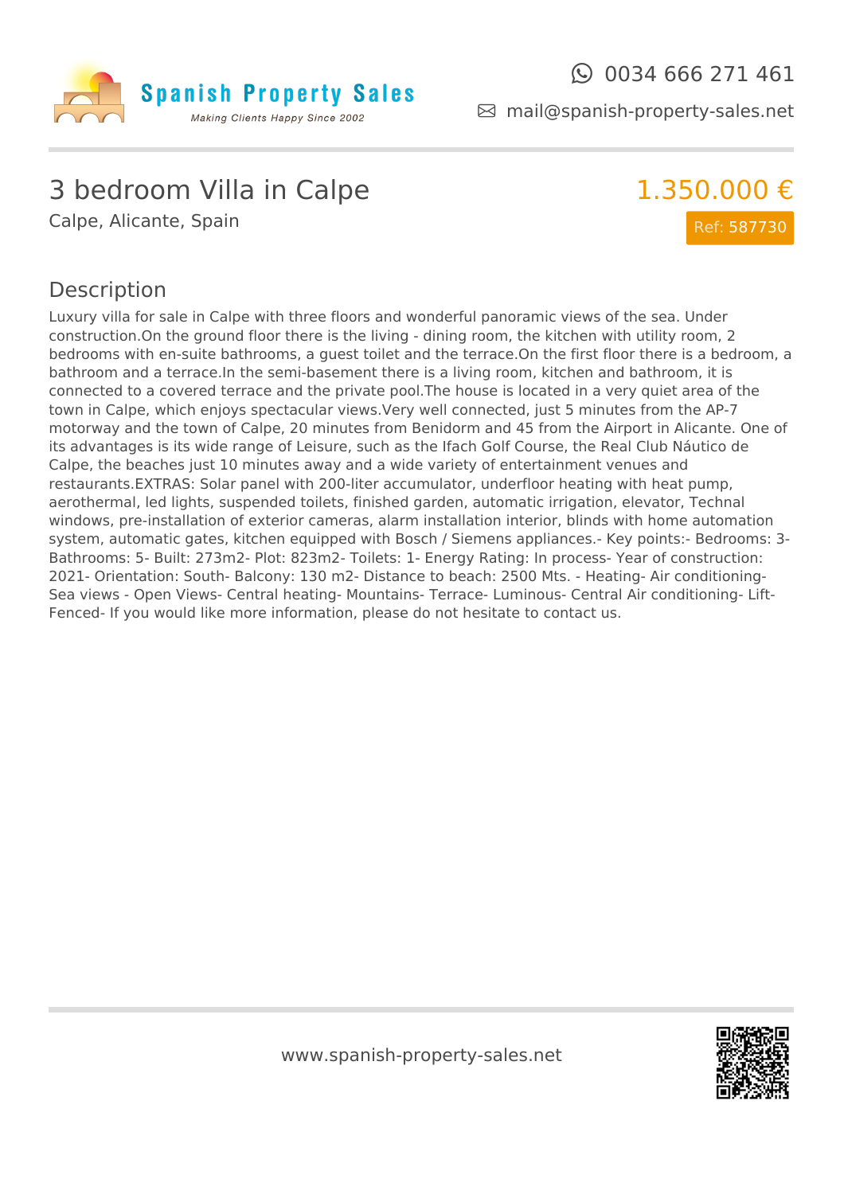Spanish Property Sales

*Making Clients Happy Since 2002*

0034 666 271 461

mail@spanish-property-sales.net

# 3 bedroom Villa in Calpe

Calpe, Alicante, Spain

**1.350.000 €**

Ref: 587730

## Description

Luxury villa for sale in Calpe with three floors and wonderful panoramic views of the sea. Under construction.On the ground floor there is the living - dining room, the kitchen with utility room, 2 bedrooms with en-suite bathrooms, a guest toilet and the terrace.On the first floor there is a bedroom, a bathroom and a terrace.In the semi-basement there is a living room, kitchen and bathroom, it is connected to a covered terrace and the private pool.The house is located in a very quiet area of the town in Calpe, which enjoys spectacular views.Very well connected, just 5 minutes from the AP-7 motorway and the town of Calpe, 20 minutes from Benidorm and 45 from the Airport in Alicante. One of its advantages is its wide range of Leisure, such as the Ifach Golf Course, the Real Club Náutico de Calpe, the beaches just 10 minutes away and a wide variety of entertainment venues and restaurants.EXTRAS: Solar panel with 200-liter accumulator, underfloor heating with heat pump, aerothermal, led lights, suspended toilets, finished garden, automatic irrigation, elevator, Technal windows, pre-installation of exterior cameras, alarm installation interior, blinds with home automation system, automatic gates, kitchen equipped with Bosch / Siemens appliances.- Key points:- Bedrooms: 3- Bathrooms: 5- Built: 273m2- Plot: 823m2- Toilets: 1- Energy Rating: In process- Year of construction: 2021- Orientation: South- Balcony: 130 m2- Distance to beach: 2500 Mts. - Heating- Air conditioning- Sea views - Open Views- Central heating- Mountains- Terrace- Luminous- Central Air conditioning- Lift- Fenced- If you would like more information, please do not hesitate to contact us.

www.spanish-property-sales.net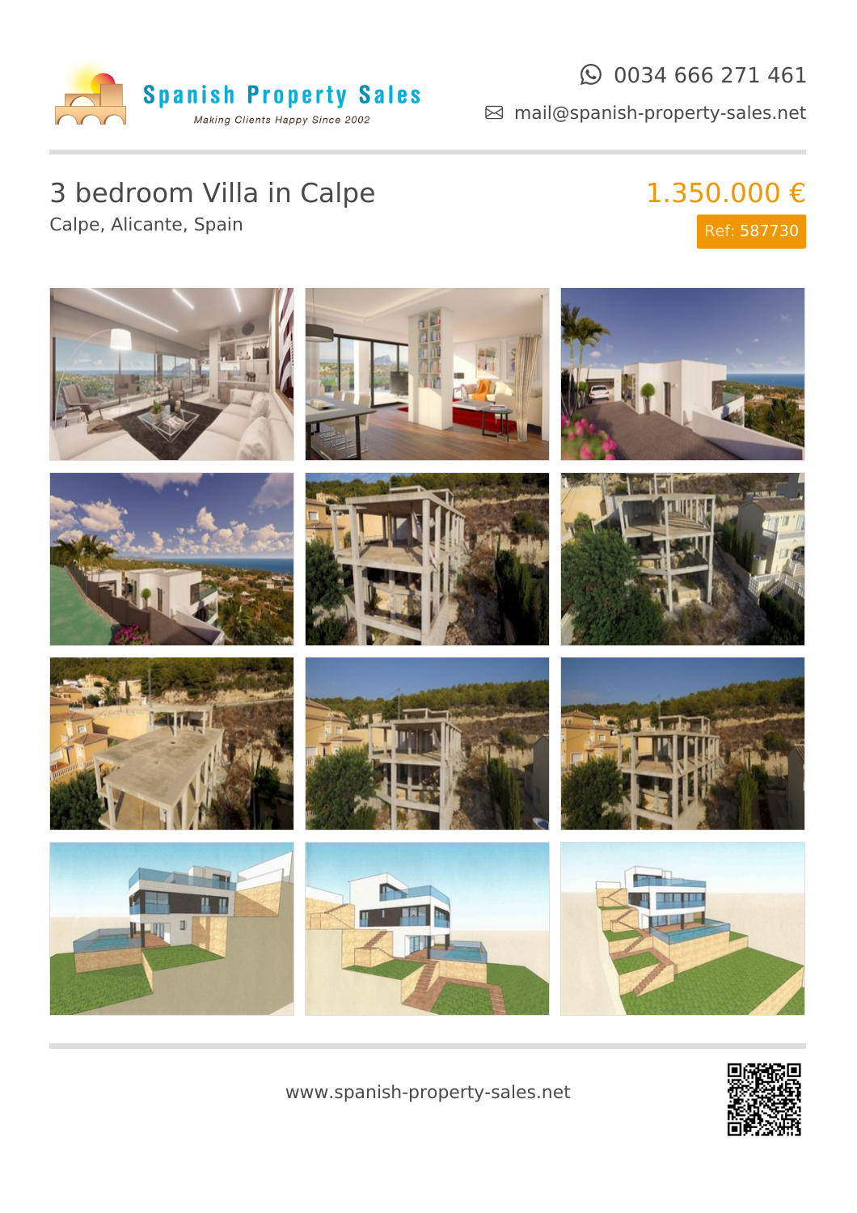Spanish Property Sales

*Making Clients Happy Since 2002*

0034 666 271 461

mail@spanish-property-sales.net

# 3 bedroom Villa in Calpe

Calpe, Alicante, Spain

1.350.000 €

Ref: 587730

www.spanish-property-sales.net